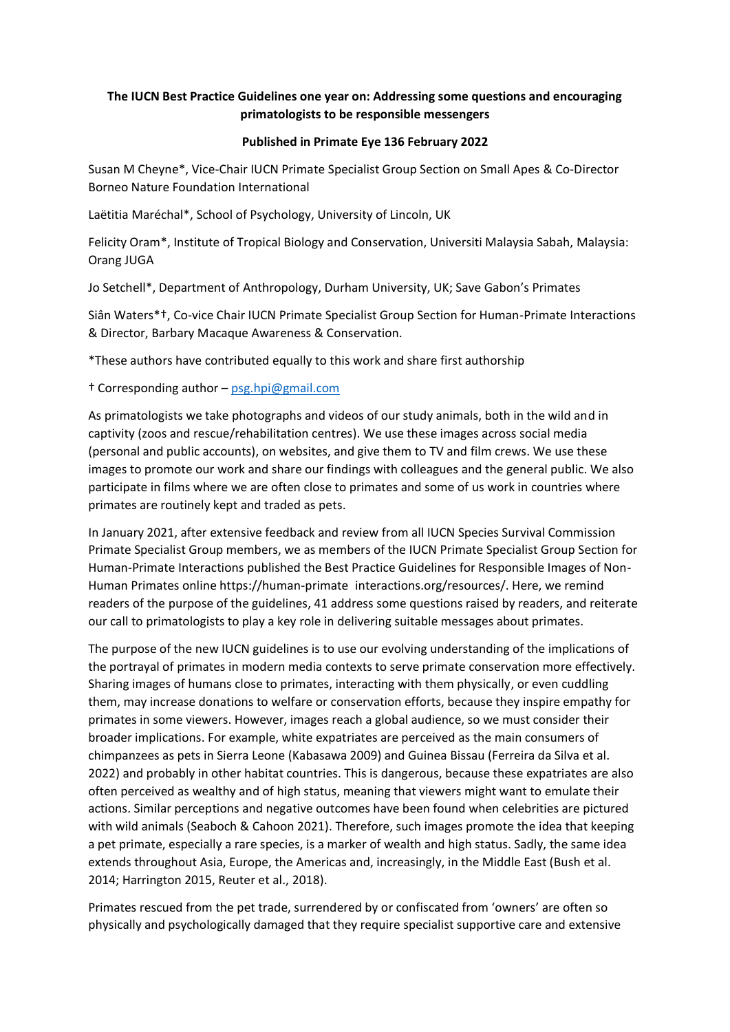**The IUCN Best Practice Guidelines one year on: Addressing some questions and encouraging primatologists to be responsible messengers**

**Published in Primate Eye 136 February 2022**

Susan M Cheyne*, Vice-Chair IUCN Primate Specialist Group Section on Small Apes & Co-Director Borneo Nature Foundation International

Laëtitia Maréchal*, School of Psychology, University of Lincoln, UK

Felicity Oram*, Institute of Tropical Biology and Conservation, Universiti Malaysia Sabah, Malaysia: Orang JUGA

Jo Setchell*, Department of Anthropology, Durham University, UK; Save Gabon's Primates

Siân Waters*†, Co-vice Chair IUCN Primate Specialist Group Section for Human-Primate Interactions & Director, Barbary Macaque Awareness & Conservation.

*These authors have contributed equally to this work and share first authorship

† Corresponding author – psg.hpi@gmail.com

As primatologists we take photographs and videos of our study animals, both in the wild and in captivity (zoos and rescue/rehabilitation centres). We use these images across social media (personal and public accounts), on websites, and give them to TV and film crews. We use these images to promote our work and share our findings with colleagues and the general public. We also participate in films where we are often close to primates and some of us work in countries where primates are routinely kept and traded as pets.

In January 2021, after extensive feedback and review from all IUCN Species Survival Commission Primate Specialist Group members, we as members of the IUCN Primate Specialist Group Section for Human-Primate Interactions published the Best Practice Guidelines for Responsible Images of Non-Human Primates online https://human-primate interactions.org/resources/. Here, we remind readers of the purpose of the guidelines, 41 address some questions raised by readers, and reiterate our call to primatologists to play a key role in delivering suitable messages about primates.

The purpose of the new IUCN guidelines is to use our evolving understanding of the implications of the portrayal of primates in modern media contexts to serve primate conservation more effectively. Sharing images of humans close to primates, interacting with them physically, or even cuddling them, may increase donations to welfare or conservation efforts, because they inspire empathy for primates in some viewers. However, images reach a global audience, so we must consider their broader implications. For example, white expatriates are perceived as the main consumers of chimpanzees as pets in Sierra Leone (Kabasawa 2009) and Guinea Bissau (Ferreira da Silva et al. 2022) and probably in other habitat countries. This is dangerous, because these expatriates are also often perceived as wealthy and of high status, meaning that viewers might want to emulate their actions. Similar perceptions and negative outcomes have been found when celebrities are pictured with wild animals (Seaboch & Cahoon 2021). Therefore, such images promote the idea that keeping a pet primate, especially a rare species, is a marker of wealth and high status. Sadly, the same idea extends throughout Asia, Europe, the Americas and, increasingly, in the Middle East (Bush et al. 2014; Harrington 2015, Reuter et al., 2018).

Primates rescued from the pet trade, surrendered by or confiscated from 'owners' are often so physically and psychologically damaged that they require specialist supportive care and extensive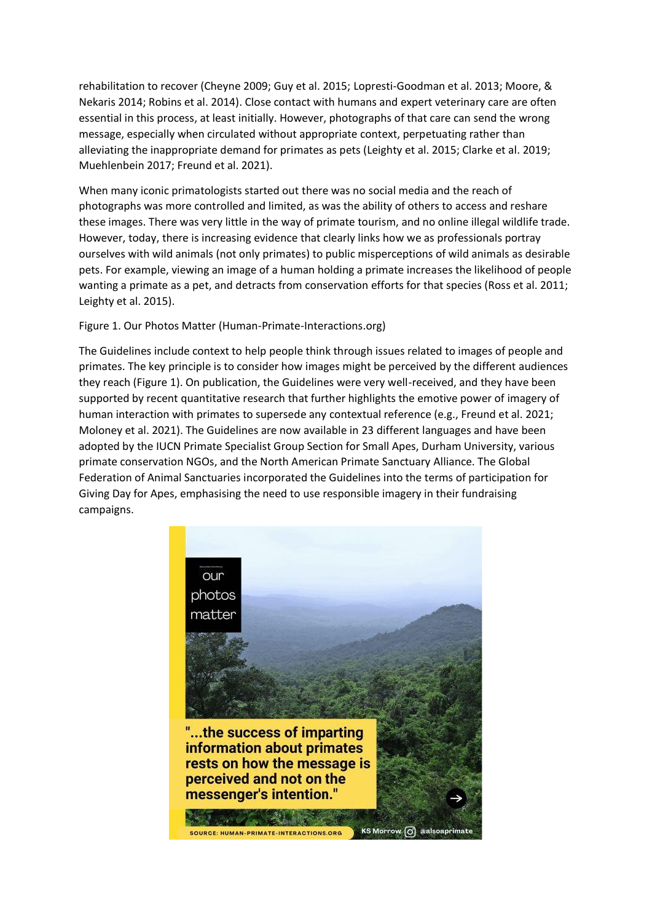rehabilitation to recover (Cheyne 2009; Guy et al. 2015; Lopresti-Goodman et al. 2013; Moore, & Nekaris 2014; Robins et al. 2014). Close contact with humans and expert veterinary care are often essential in this process, at least initially. However, photographs of that care can send the wrong message, especially when circulated without appropriate context, perpetuating rather than alleviating the inappropriate demand for primates as pets (Leighty et al. 2015; Clarke et al. 2019; Muehlenbein 2017; Freund et al. 2021).

When many iconic primatologists started out there was no social media and the reach of photographs was more controlled and limited, as was the ability of others to access and reshare these images. There was very little in the way of primate tourism, and no online illegal wildlife trade. However, today, there is increasing evidence that clearly links how we as professionals portray ourselves with wild animals (not only primates) to public misperceptions of wild animals as desirable pets. For example, viewing an image of a human holding a primate increases the likelihood of people wanting a primate as a pet, and detracts from conservation efforts for that species (Ross et al. 2011; Leighty et al. 2015).

Figure 1. Our Photos Matter (Human-Primate-Interactions.org)

The Guidelines include context to help people think through issues related to images of people and primates. The key principle is to consider how images might be perceived by the different audiences they reach (Figure 1). On publication, the Guidelines were very well-received, and they have been supported by recent quantitative research that further highlights the emotive power of imagery of human interaction with primates to supersede any contextual reference (e.g., Freund et al. 2021; Moloney et al. 2021). The Guidelines are now available in 23 different languages and have been adopted by the IUCN Primate Specialist Group Section for Small Apes, Durham University, various primate conservation NGOs, and the North American Primate Sanctuary Alliance. The Global Federation of Animal Sanctuaries incorporated the Guidelines into the terms of participation for Giving Day for Apes, emphasising the need to use responsible imagery in their fundraising campaigns.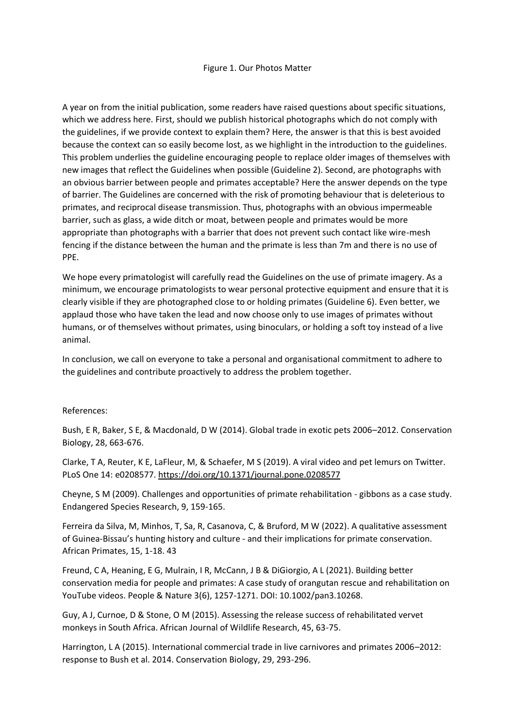Figure 1. Our Photos Matter

A year on from the initial publication, some readers have raised questions about specific situations, which we address here. First, should we publish historical photographs which do not comply with the guidelines, if we provide context to explain them? Here, the answer is that this is best avoided because the context can so easily become lost, as we highlight in the introduction to the guidelines. This problem underlies the guideline encouraging people to replace older images of themselves with new images that reflect the Guidelines when possible (Guideline 2). Second, are photographs with an obvious barrier between people and primates acceptable? Here the answer depends on the type of barrier. The Guidelines are concerned with the risk of promoting behaviour that is deleterious to primates, and reciprocal disease transmission. Thus, photographs with an obvious impermeable barrier, such as glass, a wide ditch or moat, between people and primates would be more appropriate than photographs with a barrier that does not prevent such contact like wire-mesh fencing if the distance between the human and the primate is less than 7m and there is no use of PPE.

We hope every primatologist will carefully read the Guidelines on the use of primate imagery. As a minimum, we encourage primatologists to wear personal protective equipment and ensure that it is clearly visible if they are photographed close to or holding primates (Guideline 6). Even better, we applaud those who have taken the lead and now choose only to use images of primates without humans, or of themselves without primates, using binoculars, or holding a soft toy instead of a live animal.

In conclusion, we call on everyone to take a personal and organisational commitment to adhere to the guidelines and contribute proactively to address the problem together.

References:

Bush, E R, Baker, S E, & Macdonald, D W (2014). Global trade in exotic pets 2006–2012. Conservation Biology, 28, 663-676.

Clarke, T A, Reuter, K E, LaFleur, M, & Schaefer, M S (2019). A viral video and pet lemurs on Twitter. PLoS One 14: e0208577. https://doi.org/10.1371/journal.pone.0208577

Cheyne, S M (2009). Challenges and opportunities of primate rehabilitation - gibbons as a case study. Endangered Species Research, 9, 159-165.

Ferreira da Silva, M, Minhos, T, Sa, R, Casanova, C, & Bruford, M W (2022). A qualitative assessment of Guinea-Bissau's hunting history and culture - and their implications for primate conservation. African Primates, 15, 1-18. 43

Freund, C A, Heaning, E G, Mulrain, I R, McCann, J B & DiGiorgio, A L (2021). Building better conservation media for people and primates: A case study of orangutan rescue and rehabilitation on YouTube videos. People & Nature 3(6), 1257-1271. DOI: 10.1002/pan3.10268.

Guy, A J, Curnoe, D & Stone, O M (2015). Assessing the release success of rehabilitated vervet monkeys in South Africa. African Journal of Wildlife Research, 45, 63-75.

Harrington, L A (2015). International commercial trade in live carnivores and primates 2006–2012: response to Bush et al. 2014. Conservation Biology, 29, 293-296.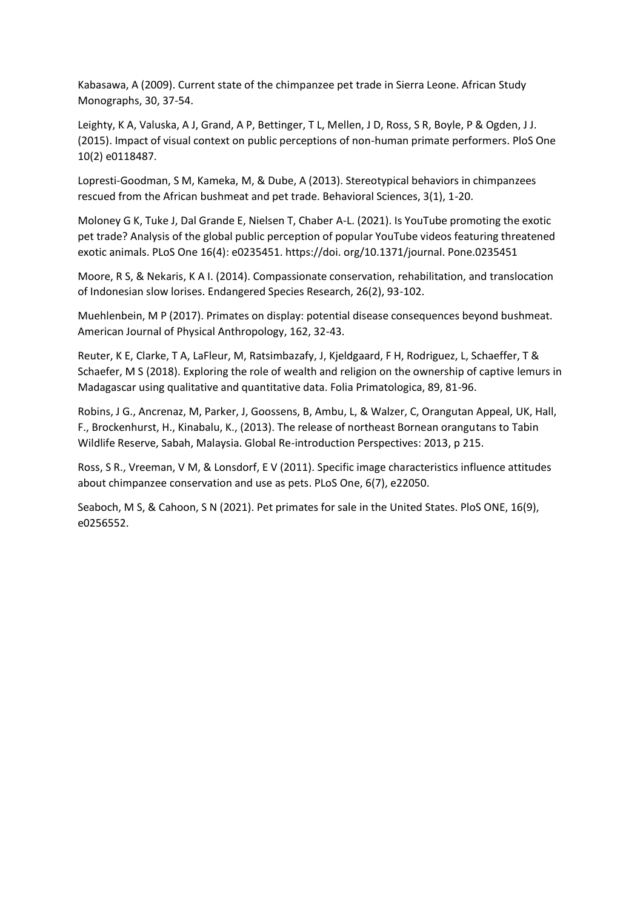Kabasawa, A (2009). Current state of the chimpanzee pet trade in Sierra Leone. African Study Monographs, 30, 37-54.

Leighty, K A, Valuska, A J, Grand, A P, Bettinger, T L, Mellen, J D, Ross, S R, Boyle, P & Ogden, J J. (2015). Impact of visual context on public perceptions of non-human primate performers. PloS One 10(2) e0118487.

Lopresti-Goodman, S M, Kameka, M, & Dube, A (2013). Stereotypical behaviors in chimpanzees rescued from the African bushmeat and pet trade. Behavioral Sciences, 3(1), 1-20.

Moloney G K, Tuke J, Dal Grande E, Nielsen T, Chaber A-L. (2021). Is YouTube promoting the exotic pet trade? Analysis of the global public perception of popular YouTube videos featuring threatened exotic animals. PLoS One 16(4): e0235451. https://doi. org/10.1371/journal. Pone.0235451

Moore, R S, & Nekaris, K A I. (2014). Compassionate conservation, rehabilitation, and translocation of Indonesian slow lorises. Endangered Species Research, 26(2), 93-102.

Muehlenbein, M P (2017). Primates on display: potential disease consequences beyond bushmeat. American Journal of Physical Anthropology, 162, 32-43.

Reuter, K E, Clarke, T A, LaFleur, M, Ratsimbazafy, J, Kjeldgaard, F H, Rodriguez, L, Schaeffer, T & Schaefer, M S (2018). Exploring the role of wealth and religion on the ownership of captive lemurs in Madagascar using qualitative and quantitative data. Folia Primatologica, 89, 81-96.

Robins, J G., Ancrenaz, M, Parker, J, Goossens, B, Ambu, L, & Walzer, C, Orangutan Appeal, UK, Hall, F., Brockenhurst, H., Kinabalu, K., (2013). The release of northeast Bornean orangutans to Tabin Wildlife Reserve, Sabah, Malaysia. Global Re-introduction Perspectives: 2013, p 215.

Ross, S R., Vreeman, V M, & Lonsdorf, E V (2011). Specific image characteristics influence attitudes about chimpanzee conservation and use as pets. PLoS One, 6(7), e22050.

Seaboch, M S, & Cahoon, S N (2021). Pet primates for sale in the United States. PloS ONE, 16(9), e0256552.